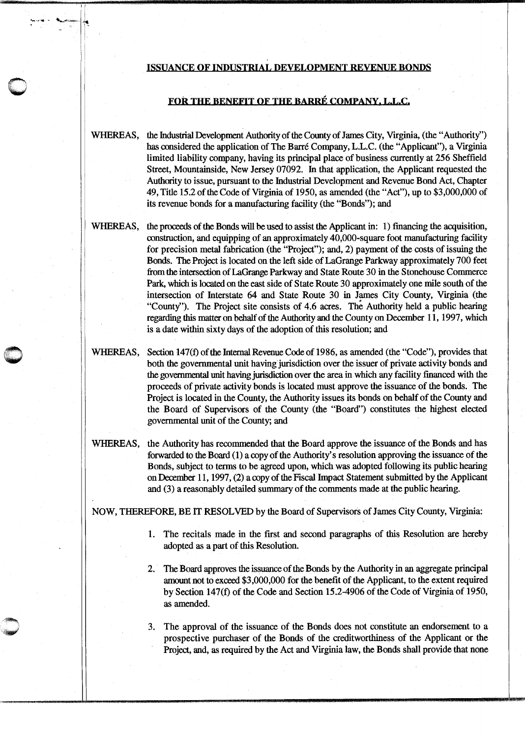**ISSUANCE OF INDUSTRIAL DEVELOPMENT REVENUE BONDS**

**FOR THE BENEFIT OF THE BARRÉ COMPANY, L.L.C.**

WHEREAS, the Industrial Development Authority of the County of James City, Virginia, (the "Authority") has considered the application of The Barré Company, L.L.C. (the "Applicant"), a Virginia limited liability company, having its principal place of business currently at 256 Sheffield Street, Mountainside, New Jersey 07092. In that application, the Applicant requested the Authority to issue, pursuant to the Industrial Development and Revenue Bond Act, Chapter 49, Title 15.2 of the Code of Virginia of 1950, as amended (the "Act"), up to $3,000,000 of its revenue bonds for a manufacturing facility (the "Bonds"); and

WHEREAS, the proceeds of the Bonds will be used to assist the Applicant in: 1) financing the acquisition, construction, and equipping of an approximately 40,000-square foot manufacturing facility for precision metal fabrication (the "Project"); and, 2) payment of the costs of issuing the Bonds. The Project is located on the left side of LaGrange Parkway approximately 700 feet from the intersection of LaGrange Parkway and State Route 30 in the Stonehouse Commerce Park, which is located on the east side of State Route 30 approximately one mile south of the intersection of Interstate 64 and State Route 30 in James City County, Virginia (the "County"). The Project site consists of 4.6 acres. The Authority held a public hearing regarding this matter on behalf of the Authority and the County on December 11, 1997, which is a date within sixty days of the adoption of this resolution; and

WHEREAS, Section 147(f) of the Internal Revenue Code of 1986, as amended (the "Code"), provides that both the governmental unit having jurisdiction over the issuer of private activity bonds and the governmental unit having jurisdiction over the area in which any facility financed with the proceeds of private activity bonds is located must approve the issuance of the bonds. The Project is located in the County, the Authority issues its bonds on behalf of the County and the Board of Supervisors of the County (the "Board") constitutes the highest elected governmental unit of the County; and

WHEREAS, the Authority has recommended that the Board approve the issuance of the Bonds and has forwarded to the Board (1) a copy of the Authority's resolution approving the issuance of the Bonds, subject to terms to be agreed upon, which was adopted following its public hearing on December 11, 1997, (2) a copy of the Fiscal Impact Statement submitted by the Applicant and (3) a reasonably detailed summary of the comments made at the public hearing.

NOW, THEREFORE, BE IT RESOLVED by the Board of Supervisors of James City County, Virginia:

1. The recitals made in the first and second paragraphs of this Resolution are hereby adopted as a part of this Resolution.

2. The Board approves the issuance of the Bonds by the Authority in an aggregate principal amount not to exceed $3,000,000 for the benefit of the Applicant, to the extent required by Section 147(f) of the Code and Section 15.2-4906 of the Code of Virginia of 1950, as amended.

3. The approval of the issuance of the Bonds does not constitute an endorsement to a prospective purchaser of the Bonds of the creditworthiness of the Applicant or the Project, and, as required by the Act and Virginia law, the Bonds shall provide that none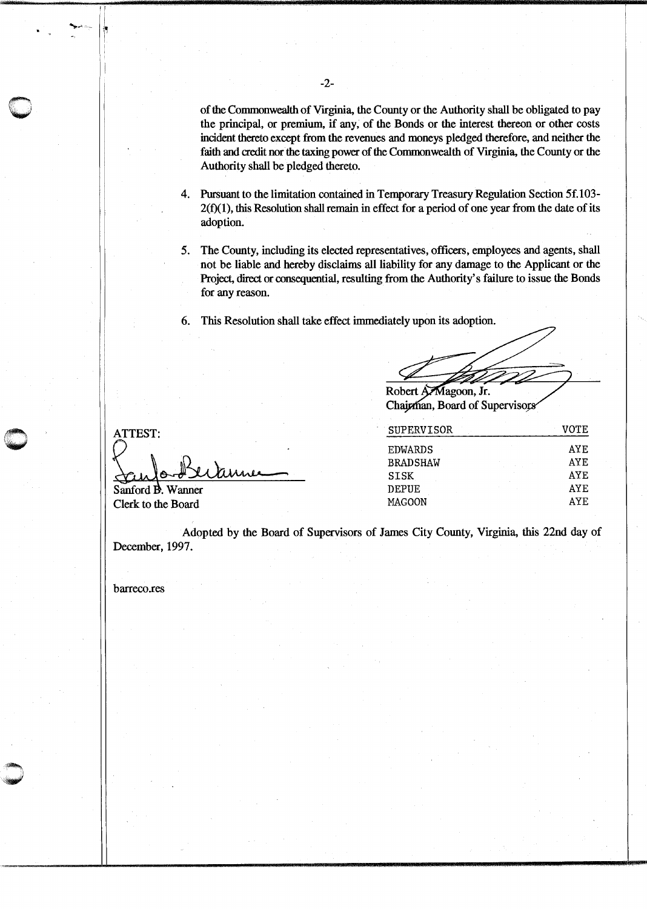of the Commonwealth of Virginia, the County or the Authority shall be obligated to pay the principal, or premium, if any, of the Bonds or the interest thereon or other costs incident thereto except from the revenues and moneys pledged therefore, and neither the faith and credit nor the taxing power of the Commonwealth of Virginia, the County or the Authority shall be pledged thereto.

4. Pursuant to the limitation contained in Temporary Treasury Regulation Section 5f.103-2(f)(1), this Resolution shall remain in effect for a period of one year from the date of its adoption.

5. The County, including its elected representatives, officers, employees and agents, shall not be liable and hereby disclaims all liability for any damage to the Applicant or the Project, direct or consequential, resulting from the Authority's failure to issue the Bonds for any reason.

6. This Resolution shall take effect immediately upon its adoption.

Robert A. Magoon, Jr.
Chairman, Board of Supervisors

ATTEST:

Sanford B. Wanner
Clerk to the Board

| SUPERVISOR | VOTE |
|---|---|
| EDWARDS | AYE |
| BRADSHAW | AYE |
| SISK | AYE |
| DEPUE | AYE |
| MAGOON | AYE |

Adopted by the Board of Supervisors of James City County, Virginia, this 22nd day of December, 1997.

barreco.res